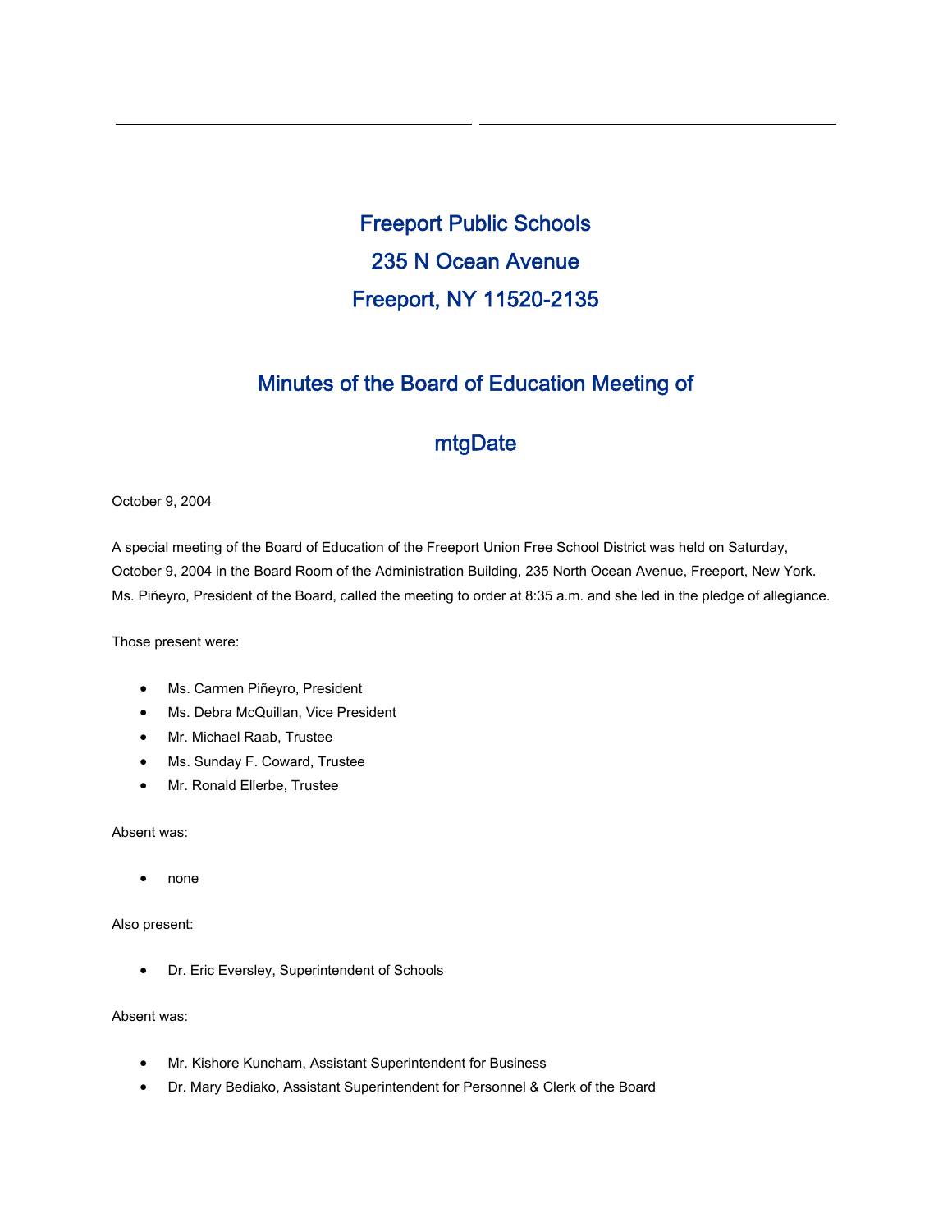# Freeport Public Schools
# 235 N Ocean Avenue
# Freeport, NY 11520-2135

## Minutes of the Board of Education Meeting of

## mtgDate

October 9, 2004

A special meeting of the Board of Education of the Freeport Union Free School District was held on Saturday, October 9, 2004 in the Board Room of the Administration Building, 235 North Ocean Avenue, Freeport, New York. Ms. Piñeyro, President of the Board, called the meeting to order at 8:35 a.m. and she led in the pledge of allegiance.

Those present were:

- Ms. Carmen Piñeyro, President
- Ms. Debra McQuillan, Vice President
- Mr. Michael Raab, Trustee
- Ms. Sunday F. Coward, Trustee
- Mr. Ronald Ellerbe, Trustee

Absent was:

- none

Also present:

- Dr. Eric Eversley, Superintendent of Schools

Absent was:

- Mr. Kishore Kuncham, Assistant Superintendent for Business
- Dr. Mary Bediako, Assistant Superintendent for Personnel & Clerk of the Board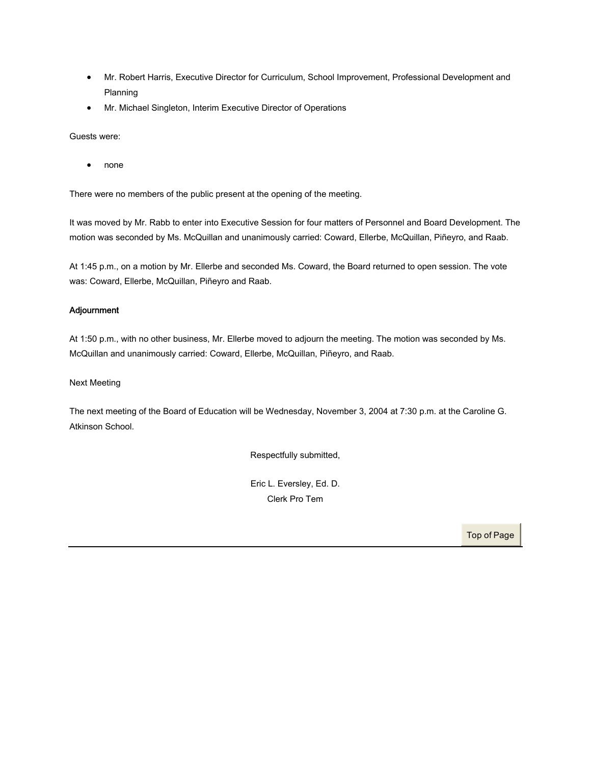- Mr. Robert Harris, Executive Director for Curriculum, School Improvement, Professional Development and Planning
- Mr. Michael Singleton, Interim Executive Director of Operations

Guests were:

- none

There were no members of the public present at the opening of the meeting.

It was moved by Mr. Rabb to enter into Executive Session for four matters of Personnel and Board Development. The motion was seconded by Ms. McQuillan and unanimously carried: Coward, Ellerbe, McQuillan, Piñeyro, and Raab.

At 1:45 p.m., on a motion by Mr. Ellerbe and seconded Ms. Coward, the Board returned to open session. The vote was: Coward, Ellerbe, McQuillan, Piñeyro and Raab.

**Adjournment**

At 1:50 p.m., with no other business, Mr. Ellerbe moved to adjourn the meeting. The motion was seconded by Ms. McQuillan and unanimously carried: Coward, Ellerbe, McQuillan, Piñeyro, and Raab.

Next Meeting

The next meeting of the Board of Education will be Wednesday, November 3, 2004 at 7:30 p.m. at the Caroline G. Atkinson School.

Respectfully submitted,

Eric L. Eversley, Ed. D.
Clerk Pro Tem

Top of Page